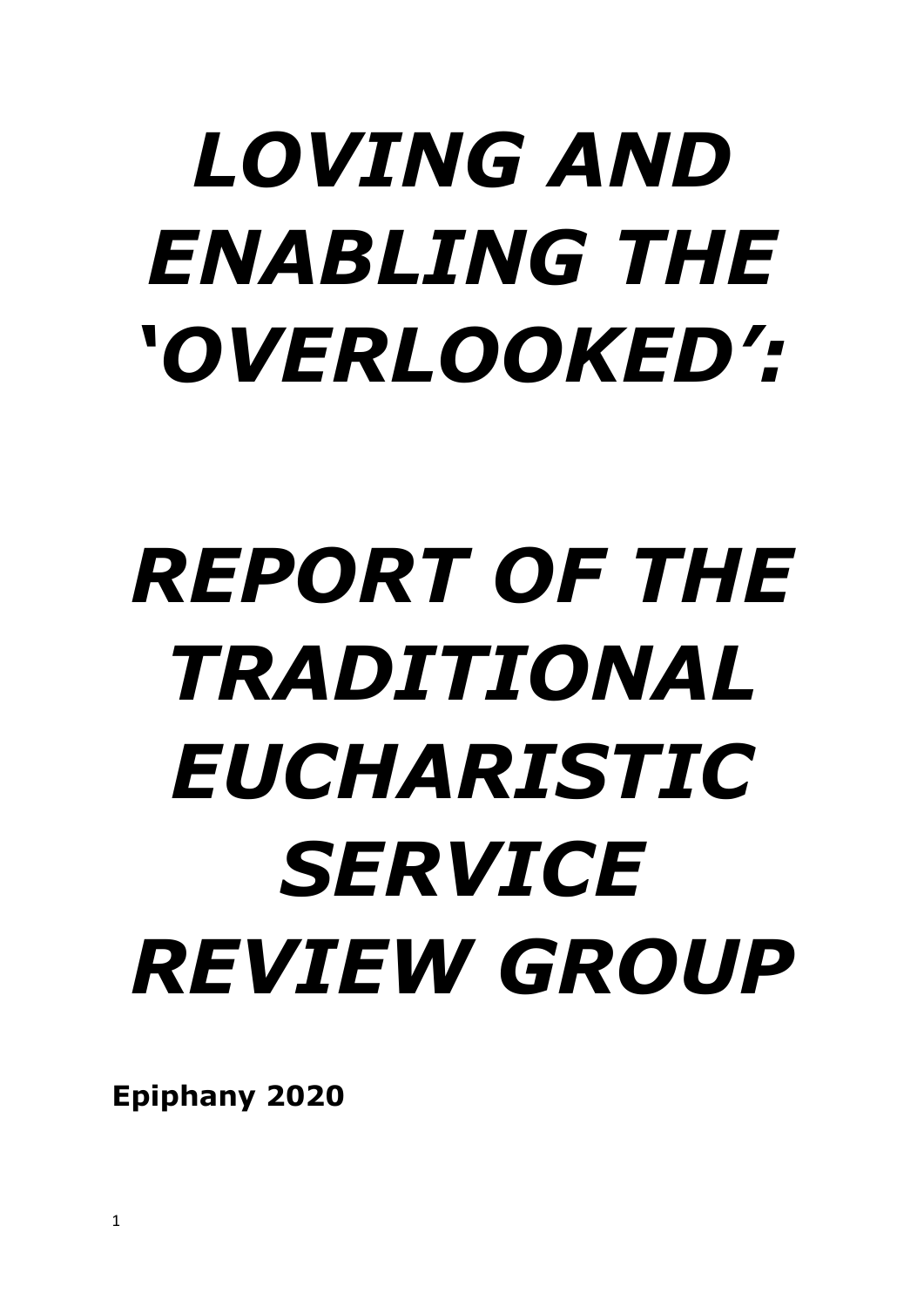# *LOVING AND ENABLING THE 'OVERLOOKED':*

# *REPORT OF THE TRADITIONAL EUCHARISTIC SERVICE REVIEW GROUP*

**Epiphany 2020**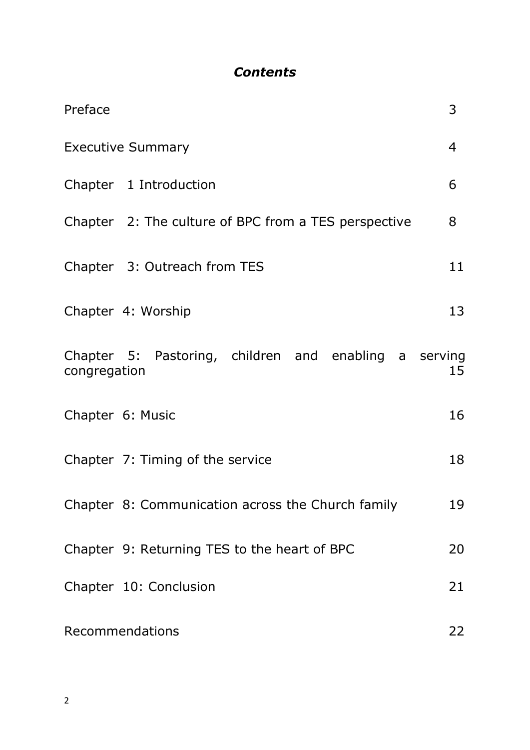## *Contents*

| | |
|---|---|
| Preface | 3 |
| Executive Summary | 4 |
| Chapter 1 Introduction | 6 |
| Chapter 2: The culture of BPC from a TES perspective | 8 |
| Chapter 3: Outreach from TES | 11 |
| Chapter 4: Worship | 13 |
| Chapter 5: Pastoring, children and enabling a serving congregation | 15 |
| Chapter 6: Music | 16 |
| Chapter 7: Timing of the service | 18 |
| Chapter 8: Communication across the Church family | 19 |
| Chapter 9: Returning TES to the heart of BPC | 20 |
| Chapter 10: Conclusion | 21 |
| Recommendations | 22 |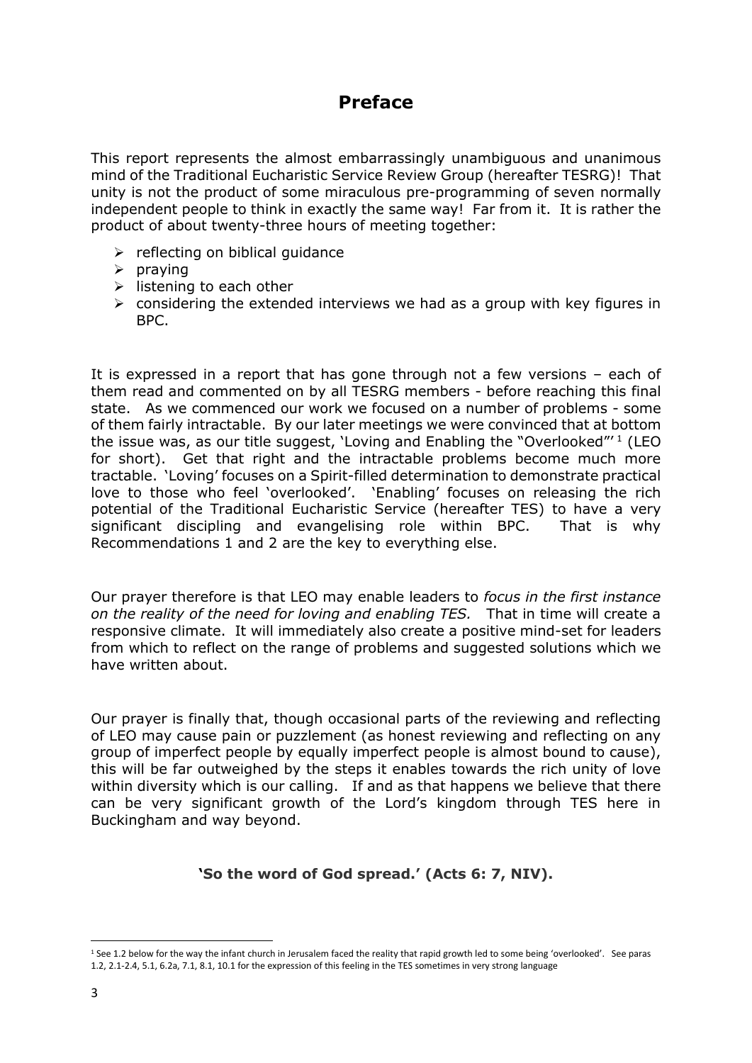# Preface

This report represents the almost embarrassingly unambiguous and unanimous mind of the Traditional Eucharistic Service Review Group (hereafter TESRG)! That unity is not the product of some miraculous pre-programming of seven normally independent people to think in exactly the same way! Far from it. It is rather the product of about twenty-three hours of meeting together:

- reflecting on biblical guidance
- praying
- listening to each other
- considering the extended interviews we had as a group with key figures in BPC.

It is expressed in a report that has gone through not a few versions – each of them read and commented on by all TESRG members - before reaching this final state. As we commenced our work we focused on a number of problems - some of them fairly intractable. By our later meetings we were convinced that at bottom the issue was, as our title suggest, 'Loving and Enabling the "Overlooked"'[1] (LEO for short). Get that right and the intractable problems become much more tractable. 'Loving' focuses on a Spirit-filled determination to demonstrate practical love to those who feel 'overlooked'. 'Enabling' focuses on releasing the rich potential of the Traditional Eucharistic Service (hereafter TES) to have a very significant discipling and evangelising role within BPC. That is why Recommendations 1 and 2 are the key to everything else.

Our prayer therefore is that LEO may enable leaders to *focus in the first instance on the reality of the need for loving and enabling TES.* That in time will create a responsive climate. It will immediately also create a positive mind-set for leaders from which to reflect on the range of problems and suggested solutions which we have written about.

Our prayer is finally that, though occasional parts of the reviewing and reflecting of LEO may cause pain or puzzlement (as honest reviewing and reflecting on any group of imperfect people by equally imperfect people is almost bound to cause), this will be far outweighed by the steps it enables towards the rich unity of love within diversity which is our calling. If and as that happens we believe that there can be very significant growth of the Lord's kingdom through TES here in Buckingham and way beyond.

**'So the word of God spread.' (Acts 6: 7, NIV).**

---

[1] See 1.2 below for the way the infant church in Jerusalem faced the reality that rapid growth led to some being 'overlooked'. See paras 1.2, 2.1-2.4, 5.1, 6.2a, 7.1, 8.1, 10.1 for the expression of this feeling in the TES sometimes in very strong language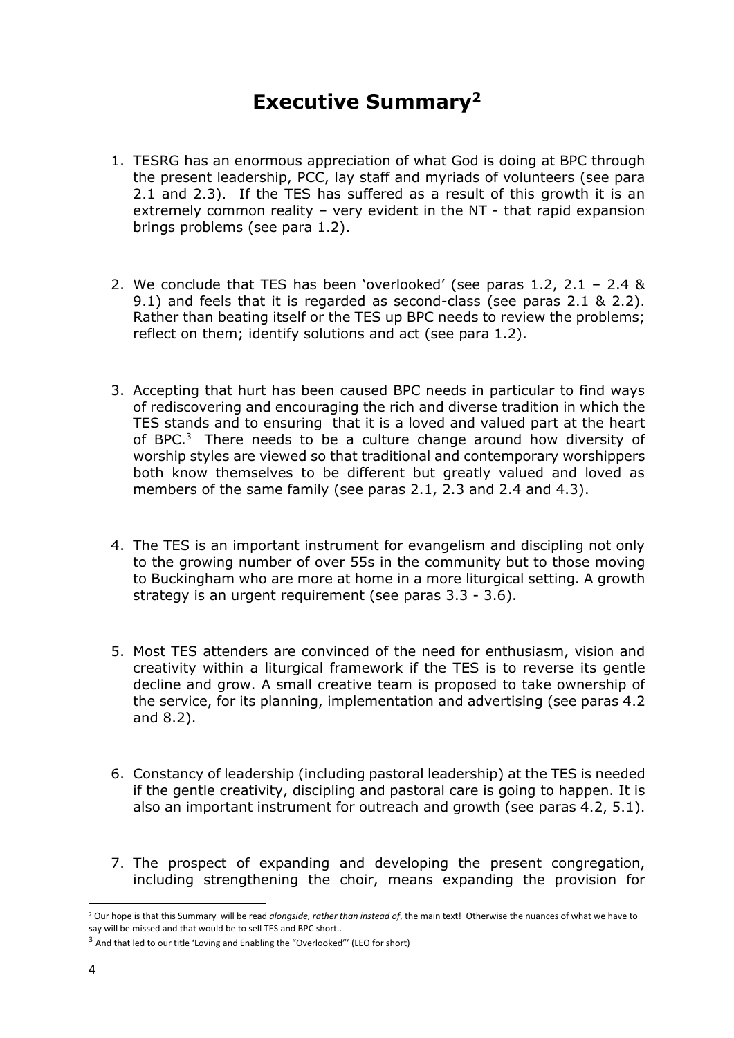# Executive Summary[2]

1. TESRG has an enormous appreciation of what God is doing at BPC through the present leadership, PCC, lay staff and myriads of volunteers (see para 2.1 and 2.3). If the TES has suffered as a result of this growth it is an extremely common reality – very evident in the NT - that rapid expansion brings problems (see para 1.2).

2. We conclude that TES has been 'overlooked' (see paras 1.2, 2.1 – 2.4 & 9.1) and feels that it is regarded as second-class (see paras 2.1 & 2.2). Rather than beating itself or the TES up BPC needs to review the problems; reflect on them; identify solutions and act (see para 1.2).

3. Accepting that hurt has been caused BPC needs in particular to find ways of rediscovering and encouraging the rich and diverse tradition in which the TES stands and to ensuring that it is a loved and valued part at the heart of BPC.[3] There needs to be a culture change around how diversity of worship styles are viewed so that traditional and contemporary worshippers both know themselves to be different but greatly valued and loved as members of the same family (see paras 2.1, 2.3 and 2.4 and 4.3).

4. The TES is an important instrument for evangelism and discipling not only to the growing number of over 55s in the community but to those moving to Buckingham who are more at home in a more liturgical setting. A growth strategy is an urgent requirement (see paras 3.3 - 3.6).

5. Most TES attenders are convinced of the need for enthusiasm, vision and creativity within a liturgical framework if the TES is to reverse its gentle decline and grow. A small creative team is proposed to take ownership of the service, for its planning, implementation and advertising (see paras 4.2 and 8.2).

6. Constancy of leadership (including pastoral leadership) at the TES is needed if the gentle creativity, discipling and pastoral care is going to happen. It is also an important instrument for outreach and growth (see paras 4.2, 5.1).

7. The prospect of expanding and developing the present congregation, including strengthening the choir, means expanding the provision for

---

[2] Our hope is that this Summary will be read *alongside, rather than instead of*, the main text! Otherwise the nuances of what we have to say will be missed and that would be to sell TES and BPC short..

[3] And that led to our title 'Loving and Enabling the "Overlooked"' (LEO for short)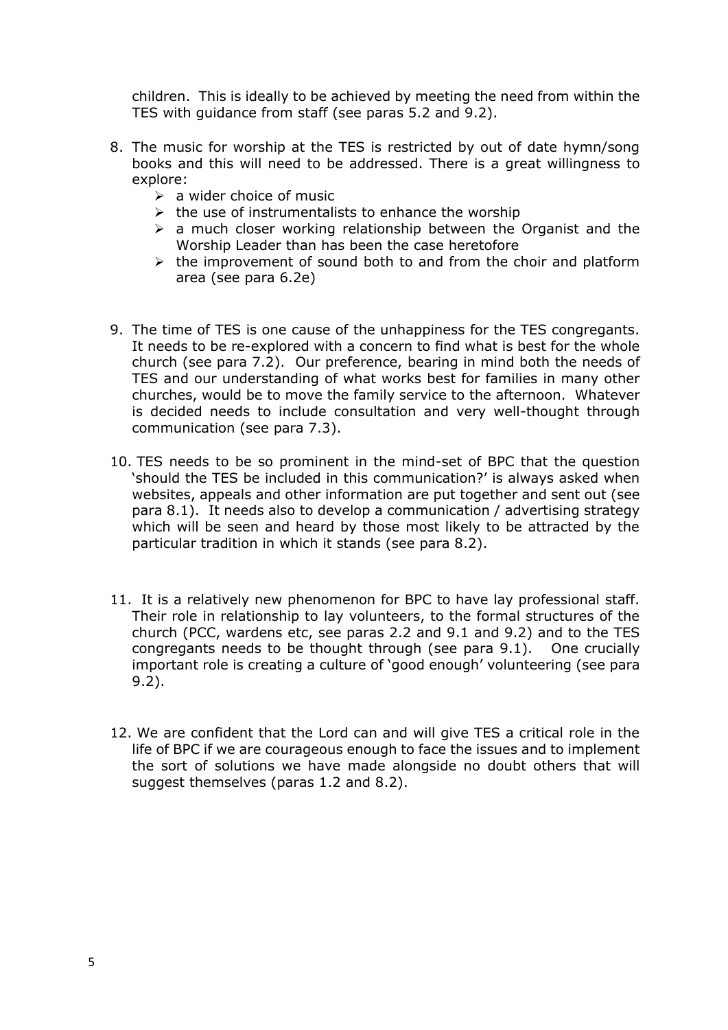children. This is ideally to be achieved by meeting the need from within the TES with guidance from staff (see paras 5.2 and 9.2).

8. The music for worship at the TES is restricted by out of date hymn/song books and this will need to be addressed. There is a great willingness to explore:
   - a wider choice of music
   - the use of instrumentalists to enhance the worship
   - a much closer working relationship between the Organist and the Worship Leader than has been the case heretofore
   - the improvement of sound both to and from the choir and platform area (see para 6.2e)

9. The time of TES is one cause of the unhappiness for the TES congregants. It needs to be re-explored with a concern to find what is best for the whole church (see para 7.2). Our preference, bearing in mind both the needs of TES and our understanding of what works best for families in many other churches, would be to move the family service to the afternoon. Whatever is decided needs to include consultation and very well-thought through communication (see para 7.3).

10. TES needs to be so prominent in the mind-set of BPC that the question 'should the TES be included in this communication?' is always asked when websites, appeals and other information are put together and sent out (see para 8.1). It needs also to develop a communication / advertising strategy which will be seen and heard by those most likely to be attracted by the particular tradition in which it stands (see para 8.2).

11. It is a relatively new phenomenon for BPC to have lay professional staff. Their role in relationship to lay volunteers, to the formal structures of the church (PCC, wardens etc, see paras 2.2 and 9.1 and 9.2) and to the TES congregants needs to be thought through (see para 9.1). One crucially important role is creating a culture of 'good enough' volunteering (see para 9.2).

12. We are confident that the Lord can and will give TES a critical role in the life of BPC if we are courageous enough to face the issues and to implement the sort of solutions we have made alongside no doubt others that will suggest themselves (paras 1.2 and 8.2).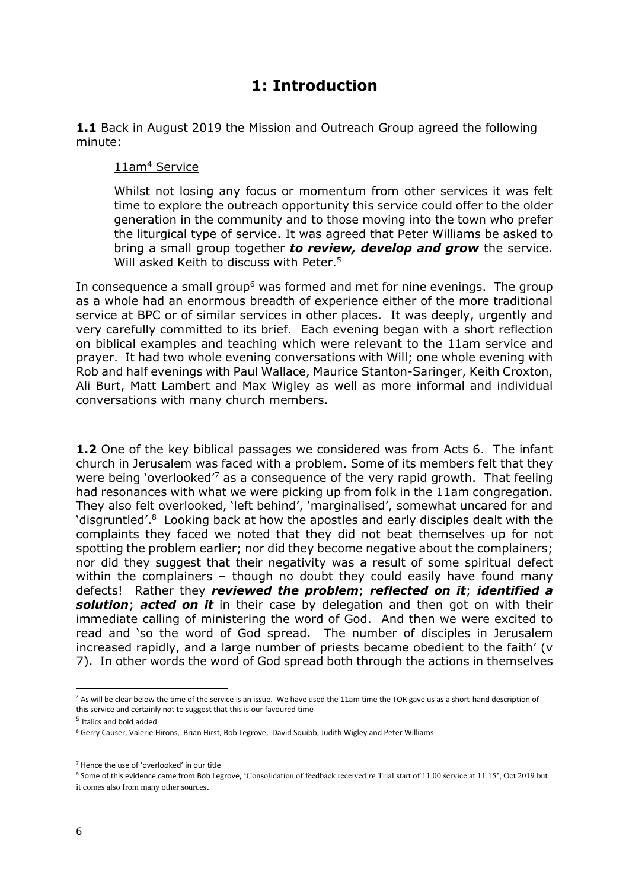# 1: Introduction

**1.1** Back in August 2019 the Mission and Outreach Group agreed the following minute:

> 11am[4] Service
>
> Whilst not losing any focus or momentum from other services it was felt time to explore the outreach opportunity this service could offer to the older generation in the community and to those moving into the town who prefer the liturgical type of service. It was agreed that Peter Williams be asked to bring a small group together ***to review, develop and grow*** the service. Will asked Keith to discuss with Peter.[5]

In consequence a small group[6] was formed and met for nine evenings. The group as a whole had an enormous breadth of experience either of the more traditional service at BPC or of similar services in other places. It was deeply, urgently and very carefully committed to its brief. Each evening began with a short reflection on biblical examples and teaching which were relevant to the 11am service and prayer. It had two whole evening conversations with Will; one whole evening with Rob and half evenings with Paul Wallace, Maurice Stanton-Saringer, Keith Croxton, Ali Burt, Matt Lambert and Max Wigley as well as more informal and individual conversations with many church members.

**1.2** One of the key biblical passages we considered was from Acts 6. The infant church in Jerusalem was faced with a problem. Some of its members felt that they were being 'overlooked'[7] as a consequence of the very rapid growth. That feeling had resonances with what we were picking up from folk in the 11am congregation. They also felt overlooked, 'left behind', 'marginalised', somewhat uncared for and 'disgruntled'.[8] Looking back at how the apostles and early disciples dealt with the complaints they faced we noted that they did not beat themselves up for not spotting the problem earlier; nor did they become negative about the complainers; nor did they suggest that their negativity was a result of some spiritual defect within the complainers – though no doubt they could easily have found many defects! Rather they ***reviewed the problem***; ***reflected on it***; ***identified a solution***; ***acted on it*** in their case by delegation and then got on with their immediate calling of ministering the word of God. And then we were excited to read and 'so the word of God spread. The number of disciples in Jerusalem increased rapidly, and a large number of priests became obedient to the faith' (v 7). In other words the word of God spread both through the actions in themselves

---

[4] As will be clear below the time of the service is an issue. We have used the 11am time the TOR gave us as a short-hand description of this service and certainly not to suggest that this is our favoured time

[5] Italics and bold added

[6] Gerry Causer, Valerie Hirons, Brian Hirst, Bob Legrove, David Squibb, Judith Wigley and Peter Williams

[7] Hence the use of 'overlooked' in our title

[8] Some of this evidence came from Bob Legrove, 'Consolidation of feedback received *re* Trial start of 11.00 service at 11.15', Oct 2019 but it comes also from many other sources.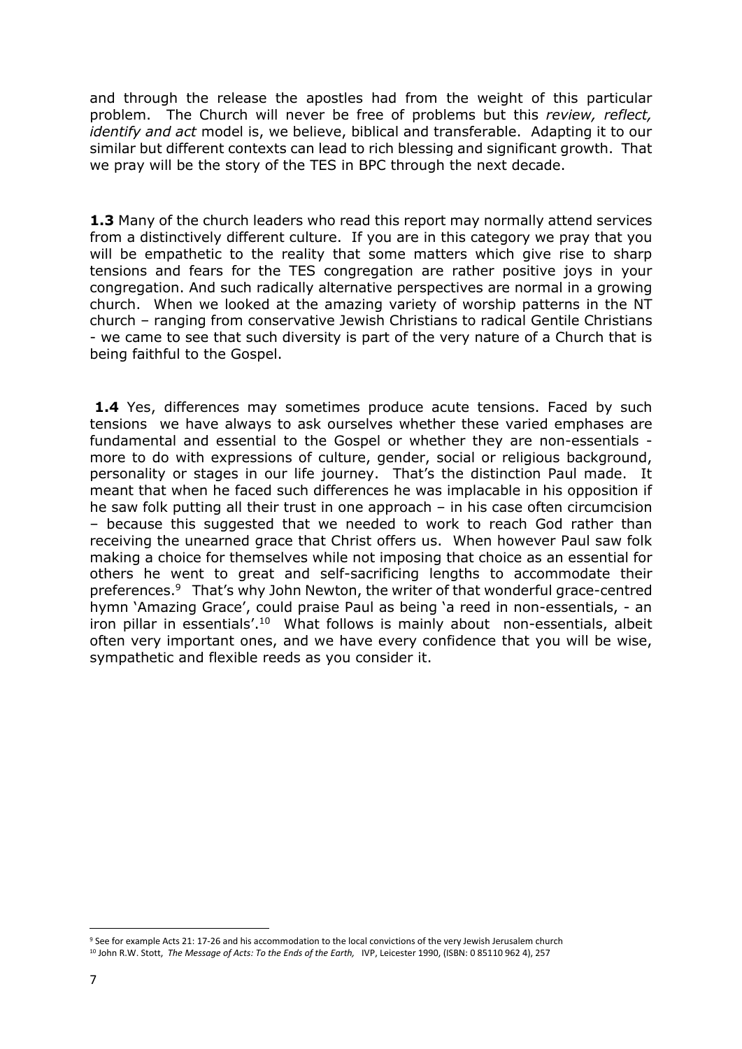and through the release the apostles had from the weight of this particular problem. The Church will never be free of problems but this *review, reflect, identify and act* model is, we believe, biblical and transferable. Adapting it to our similar but different contexts can lead to rich blessing and significant growth. That we pray will be the story of the TES in BPC through the next decade.

**1.3** Many of the church leaders who read this report may normally attend services from a distinctively different culture. If you are in this category we pray that you will be empathetic to the reality that some matters which give rise to sharp tensions and fears for the TES congregation are rather positive joys in your congregation. And such radically alternative perspectives are normal in a growing church. When we looked at the amazing variety of worship patterns in the NT church – ranging from conservative Jewish Christians to radical Gentile Christians - we came to see that such diversity is part of the very nature of a Church that is being faithful to the Gospel.

**1.4** Yes, differences may sometimes produce acute tensions. Faced by such tensions we have always to ask ourselves whether these varied emphases are fundamental and essential to the Gospel or whether they are non-essentials - more to do with expressions of culture, gender, social or religious background, personality or stages in our life journey. That's the distinction Paul made. It meant that when he faced such differences he was implacable in his opposition if he saw folk putting all their trust in one approach – in his case often circumcision – because this suggested that we needed to work to reach God rather than receiving the unearned grace that Christ offers us. When however Paul saw folk making a choice for themselves while not imposing that choice as an essential for others he went to great and self-sacrificing lengths to accommodate their preferences.[9] That's why John Newton, the writer of that wonderful grace-centred hymn 'Amazing Grace', could praise Paul as being 'a reed in non-essentials, - an iron pillar in essentials'.[10] What follows is mainly about non-essentials, albeit often very important ones, and we have every confidence that you will be wise, sympathetic and flexible reeds as you consider it.

---

[9] See for example Acts 21: 17-26 and his accommodation to the local convictions of the very Jewish Jerusalem church

[10] John R.W. Stott, *The Message of Acts: To the Ends of the Earth,* IVP, Leicester 1990, (ISBN: 0 85110 962 4), 257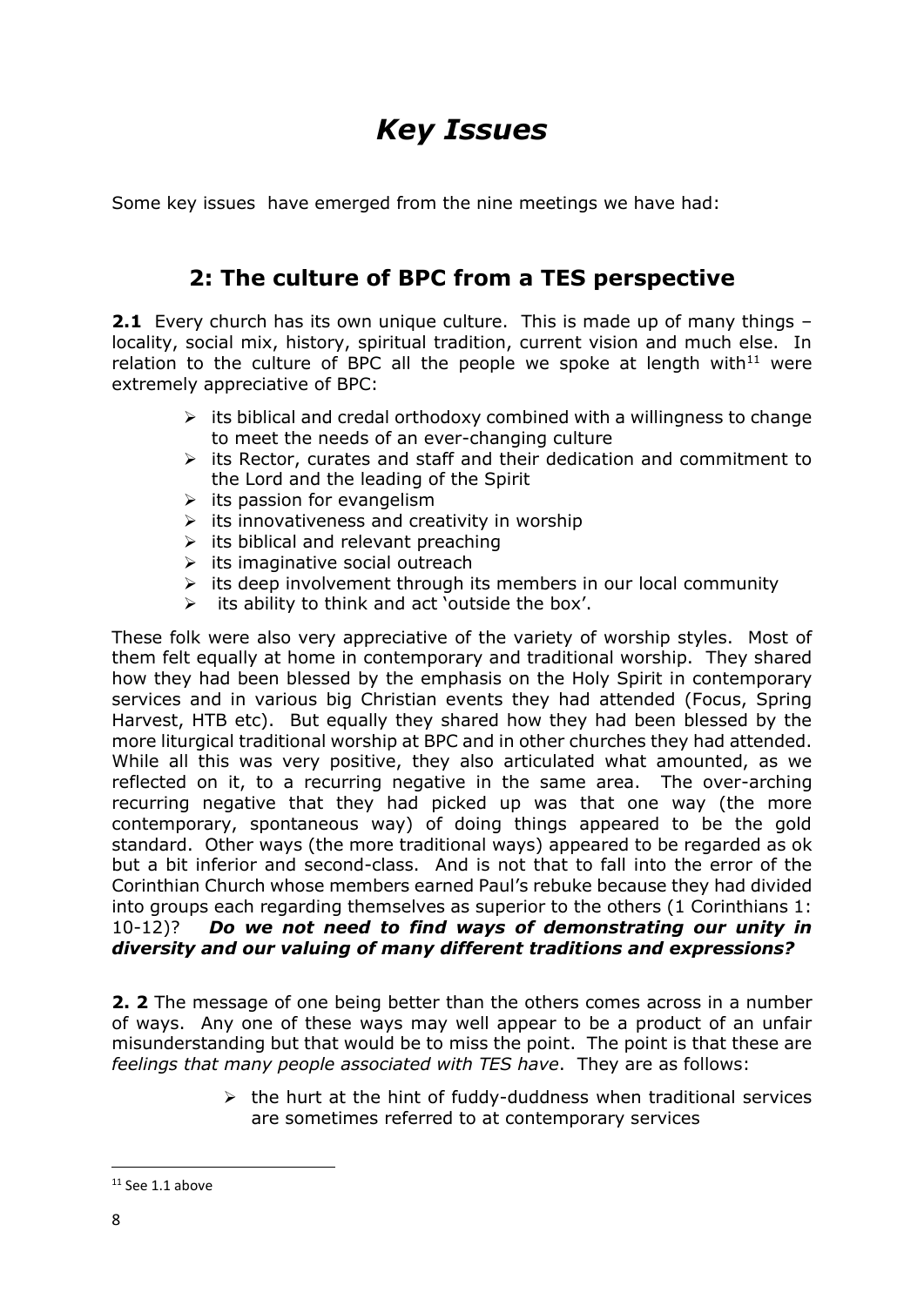# *Key Issues*

Some key issues have emerged from the nine meetings we have had:

## 2: The culture of BPC from a TES perspective

**2.1** Every church has its own unique culture. This is made up of many things – locality, social mix, history, spiritual tradition, current vision and much else. In relation to the culture of BPC all the people we spoke at length with[11] were extremely appreciative of BPC:

- its biblical and credal orthodoxy combined with a willingness to change to meet the needs of an ever-changing culture
- its Rector, curates and staff and their dedication and commitment to the Lord and the leading of the Spirit
- its passion for evangelism
- its innovativeness and creativity in worship
- its biblical and relevant preaching
- its imaginative social outreach
- its deep involvement through its members in our local community
- its ability to think and act 'outside the box'.

These folk were also very appreciative of the variety of worship styles. Most of them felt equally at home in contemporary and traditional worship. They shared how they had been blessed by the emphasis on the Holy Spirit in contemporary services and in various big Christian events they had attended (Focus, Spring Harvest, HTB etc). But equally they shared how they had been blessed by the more liturgical traditional worship at BPC and in other churches they had attended. While all this was very positive, they also articulated what amounted, as we reflected on it, to a recurring negative in the same area. The over-arching recurring negative that they had picked up was that one way (the more contemporary, spontaneous way) of doing things appeared to be the gold standard. Other ways (the more traditional ways) appeared to be regarded as ok but a bit inferior and second-class. And is not that to fall into the error of the Corinthian Church whose members earned Paul's rebuke because they had divided into groups each regarding themselves as superior to the others (1 Corinthians 1: 10-12)? ***Do we not need to find ways of demonstrating our unity in diversity and our valuing of many different traditions and expressions?***

**2. 2** The message of one being better than the others comes across in a number of ways. Any one of these ways may well appear to be a product of an unfair misunderstanding but that would be to miss the point. The point is that these are *feelings that many people associated with TES have*. They are as follows:

- the hurt at the hint of fuddy-duddness when traditional services are sometimes referred to at contemporary services

---

[11] See 1.1 above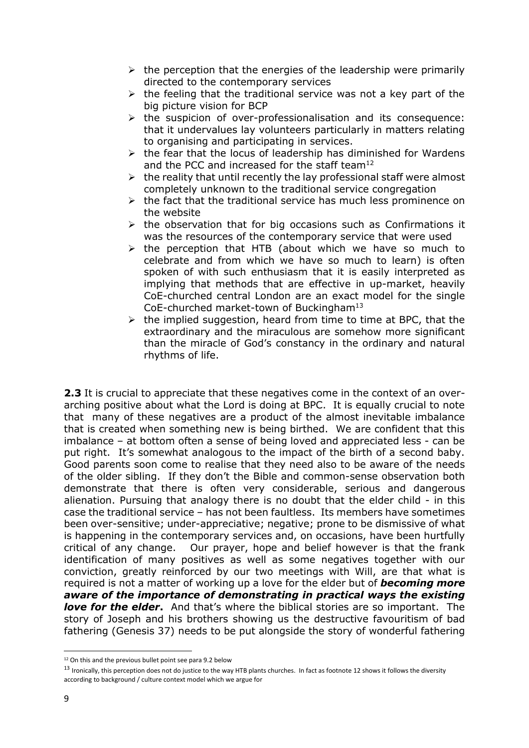- the perception that the energies of the leadership were primarily directed to the contemporary services
- the feeling that the traditional service was not a key part of the big picture vision for BCP
- the suspicion of over-professionalisation and its consequence: that it undervalues lay volunteers particularly in matters relating to organising and participating in services.
- the fear that the locus of leadership has diminished for Wardens and the PCC and increased for the staff team[12]
- the reality that until recently the lay professional staff were almost completely unknown to the traditional service congregation
- the fact that the traditional service has much less prominence on the website
- the observation that for big occasions such as Confirmations it was the resources of the contemporary service that were used
- the perception that HTB (about which we have so much to celebrate and from which we have so much to learn) is often spoken of with such enthusiasm that it is easily interpreted as implying that methods that are effective in up-market, heavily CoE-churched central London are an exact model for the single CoE-churched market-town of Buckingham[13]
- the implied suggestion, heard from time to time at BPC, that the extraordinary and the miraculous are somehow more significant than the miracle of God's constancy in the ordinary and natural rhythms of life.

**2.3** It is crucial to appreciate that these negatives come in the context of an over-arching positive about what the Lord is doing at BPC. It is equally crucial to note that many of these negatives are a product of the almost inevitable imbalance that is created when something new is being birthed. We are confident that this imbalance – at bottom often a sense of being loved and appreciated less - can be put right. It's somewhat analogous to the impact of the birth of a second baby. Good parents soon come to realise that they need also to be aware of the needs of the older sibling. If they don't the Bible and common-sense observation both demonstrate that there is often very considerable, serious and dangerous alienation. Pursuing that analogy there is no doubt that the elder child - in this case the traditional service – has not been faultless. Its members have sometimes been over-sensitive; under-appreciative; negative; prone to be dismissive of what is happening in the contemporary services and, on occasions, have been hurtfully critical of any change. Our prayer, hope and belief however is that the frank identification of many positives as well as some negatives together with our conviction, greatly reinforced by our two meetings with Will, are that what is required is not a matter of working up a love for the elder but of ***becoming more aware of the importance of demonstrating in practical ways the existing love for the elder***. And that's where the biblical stories are so important. The story of Joseph and his brothers showing us the destructive favouritism of bad fathering (Genesis 37) needs to be put alongside the story of wonderful fathering

[12] On this and the previous bullet point see para 9.2 below

[13] Ironically, this perception does not do justice to the way HTB plants churches. In fact as footnote 12 shows it follows the diversity according to background / culture context model which we argue for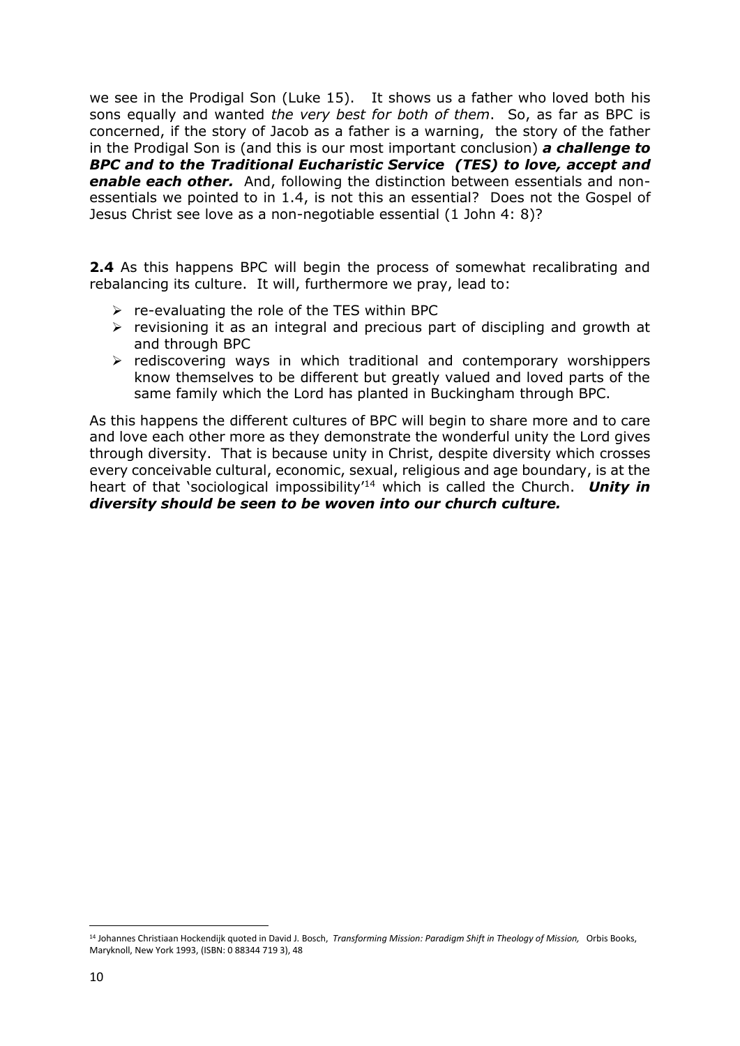we see in the Prodigal Son (Luke 15). It shows us a father who loved both his sons equally and wanted *the very best for both of them*. So, as far as BPC is concerned, if the story of Jacob as a father is a warning, the story of the father in the Prodigal Son is (and this is our most important conclusion) ***a challenge to BPC and to the Traditional Eucharistic Service (TES) to love, accept and enable each other.*** And, following the distinction between essentials and non-essentials we pointed to in 1.4, is not this an essential? Does not the Gospel of Jesus Christ see love as a non-negotiable essential (1 John 4: 8)?

**2.4** As this happens BPC will begin the process of somewhat recalibrating and rebalancing its culture. It will, furthermore we pray, lead to:

- re-evaluating the role of the TES within BPC
- revisioning it as an integral and precious part of discipling and growth at and through BPC
- rediscovering ways in which traditional and contemporary worshippers know themselves to be different but greatly valued and loved parts of the same family which the Lord has planted in Buckingham through BPC.

As this happens the different cultures of BPC will begin to share more and to care and love each other more as they demonstrate the wonderful unity the Lord gives through diversity. That is because unity in Christ, despite diversity which crosses every conceivable cultural, economic, sexual, religious and age boundary, is at the heart of that 'sociological impossibility'[14] which is called the Church. ***Unity in diversity should be seen to be woven into our church culture.***

[14] Johannes Christiaan Hockendijk quoted in David J. Bosch, *Transforming Mission: Paradigm Shift in Theology of Mission,* Orbis Books, Maryknoll, New York 1993, (ISBN: 0 88344 719 3), 48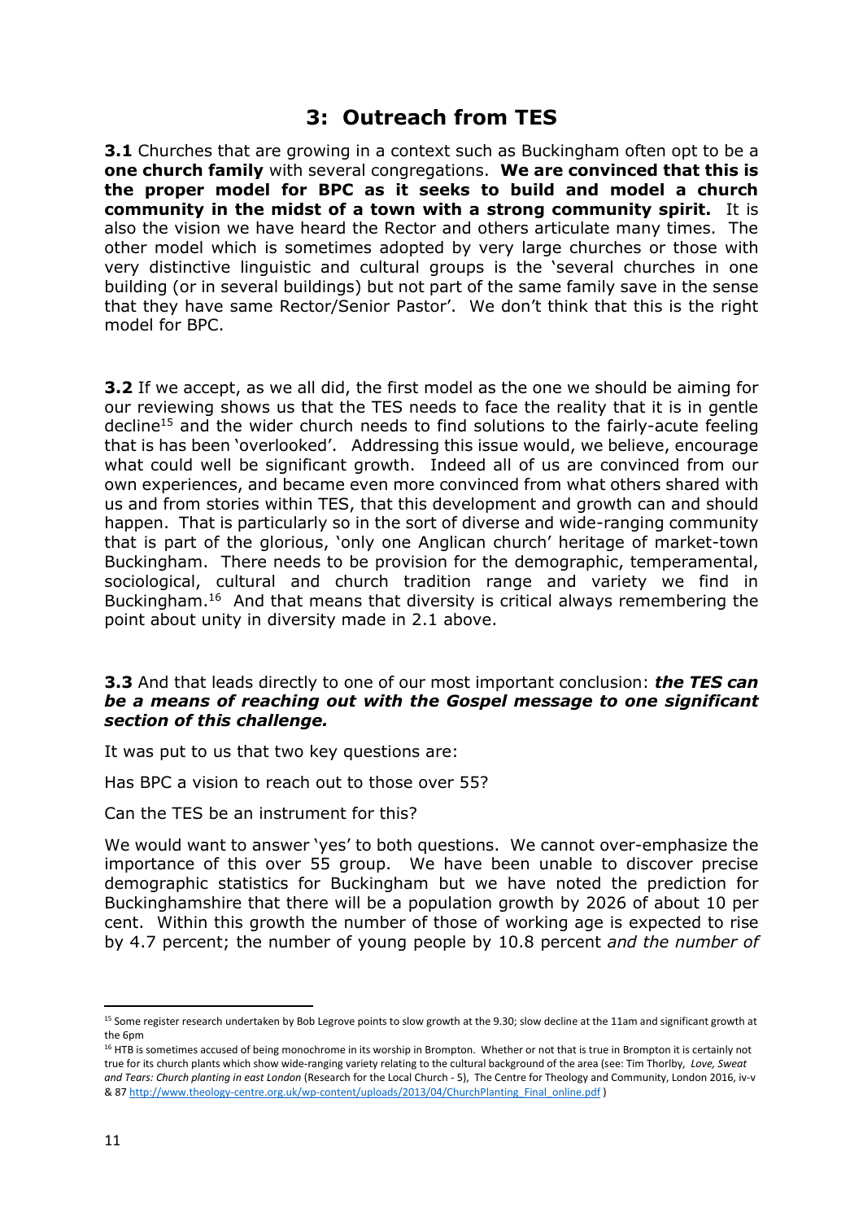## 3: Outreach from TES

**3.1** Churches that are growing in a context such as Buckingham often opt to be a **one church family** with several congregations. **We are convinced that this is the proper model for BPC as it seeks to build and model a church community in the midst of a town with a strong community spirit.** It is also the vision we have heard the Rector and others articulate many times. The other model which is sometimes adopted by very large churches or those with very distinctive linguistic and cultural groups is the 'several churches in one building (or in several buildings) but not part of the same family save in the sense that they have same Rector/Senior Pastor'. We don't think that this is the right model for BPC.

**3.2** If we accept, as we all did, the first model as the one we should be aiming for our reviewing shows us that the TES needs to face the reality that it is in gentle decline[15] and the wider church needs to find solutions to the fairly-acute feeling that is has been 'overlooked'. Addressing this issue would, we believe, encourage what could well be significant growth. Indeed all of us are convinced from our own experiences, and became even more convinced from what others shared with us and from stories within TES, that this development and growth can and should happen. That is particularly so in the sort of diverse and wide-ranging community that is part of the glorious, 'only one Anglican church' heritage of market-town Buckingham. There needs to be provision for the demographic, temperamental, sociological, cultural and church tradition range and variety we find in Buckingham.[16] And that means that diversity is critical always remembering the point about unity in diversity made in 2.1 above.

**3.3** And that leads directly to one of our most important conclusion: ***the TES can be a means of reaching out with the Gospel message to one significant section of this challenge.***

It was put to us that two key questions are:

Has BPC a vision to reach out to those over 55?

Can the TES be an instrument for this?

We would want to answer 'yes' to both questions. We cannot over-emphasize the importance of this over 55 group. We have been unable to discover precise demographic statistics for Buckingham but we have noted the prediction for Buckinghamshire that there will be a population growth by 2026 of about 10 per cent. Within this growth the number of those of working age is expected to rise by 4.7 percent; the number of young people by 10.8 percent *and the number of*

---

[15] Some register research undertaken by Bob Legrove points to slow growth at the 9.30; slow decline at the 11am and significant growth at the 6pm

[16] HTB is sometimes accused of being monochrome in its worship in Brompton. Whether or not that is true in Brompton it is certainly not true for its church plants which show wide-ranging variety relating to the cultural background of the area (see: Tim Thorlby, *Love, Sweat and Tears: Church planting in east London* (Research for the Local Church - 5), The Centre for Theology and Community, London 2016, iv-v & 87 http://www.theology-centre.org.uk/wp-content/uploads/2013/04/ChurchPlanting_Final_online.pdf )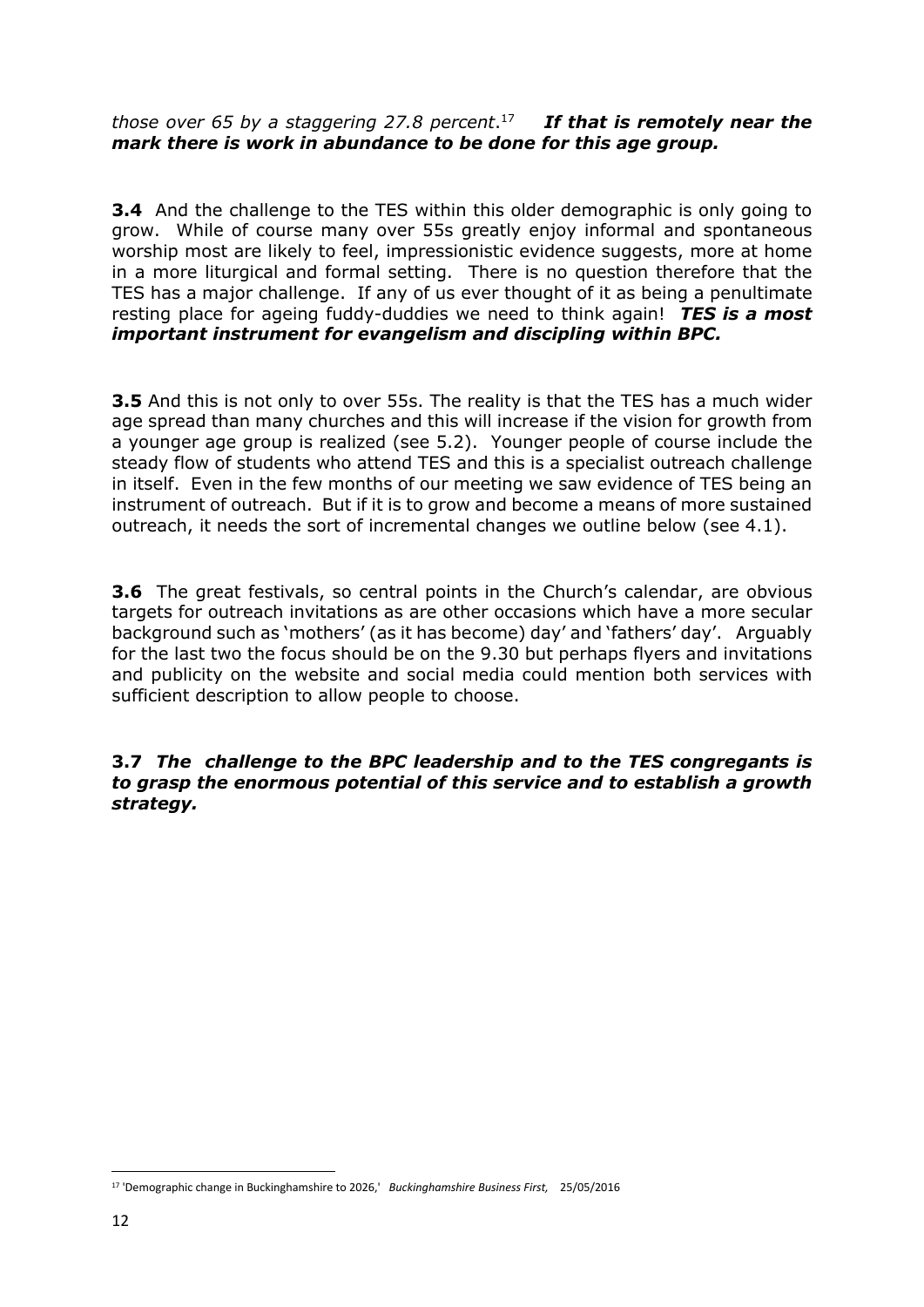*those over 65 by a staggering 27.8 percent*.[17] ***If that is remotely near the mark there is work in abundance to be done for this age group.***

**3.4** And the challenge to the TES within this older demographic is only going to grow. While of course many over 55s greatly enjoy informal and spontaneous worship most are likely to feel, impressionistic evidence suggests, more at home in a more liturgical and formal setting. There is no question therefore that the TES has a major challenge. If any of us ever thought of it as being a penultimate resting place for ageing fuddy-duddies we need to think again! ***TES is a most important instrument for evangelism and discipling within BPC.***

**3.5** And this is not only to over 55s. The reality is that the TES has a much wider age spread than many churches and this will increase if the vision for growth from a younger age group is realized (see 5.2). Younger people of course include the steady flow of students who attend TES and this is a specialist outreach challenge in itself. Even in the few months of our meeting we saw evidence of TES being an instrument of outreach. But if it is to grow and become a means of more sustained outreach, it needs the sort of incremental changes we outline below (see 4.1).

**3.6** The great festivals, so central points in the Church's calendar, are obvious targets for outreach invitations as are other occasions which have a more secular background such as 'mothers' (as it has become) day' and 'fathers' day'. Arguably for the last two the focus should be on the 9.30 but perhaps flyers and invitations and publicity on the website and social media could mention both services with sufficient description to allow people to choose.

**3.7** ***The challenge to the BPC leadership and to the TES congregants is to grasp the enormous potential of this service and to establish a growth strategy.***

[17] 'Demographic change in Buckinghamshire to 2026,' *Buckinghamshire Business First,* 25/05/2016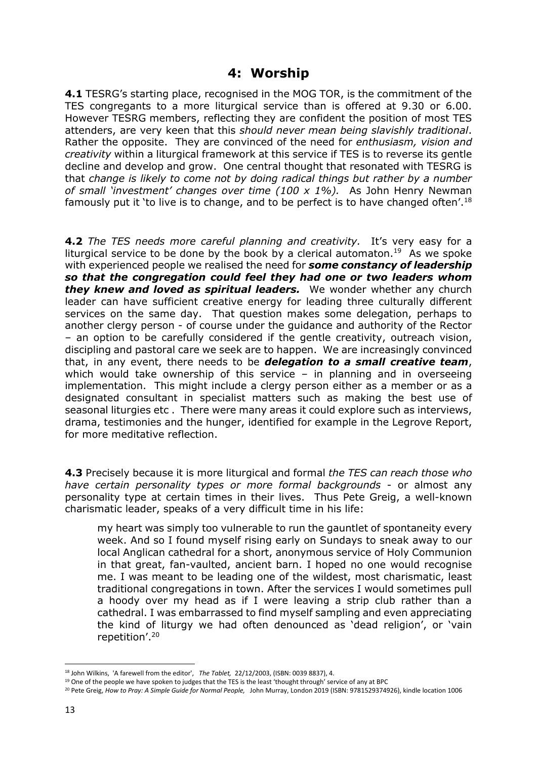## 4: Worship

**4.1** TESRG's starting place, recognised in the MOG TOR, is the commitment of the TES congregants to a more liturgical service than is offered at 9.30 or 6.00. However TESRG members, reflecting they are confident the position of most TES attenders, are very keen that this *should never mean being slavishly traditional*. Rather the opposite. They are convinced of the need for *enthusiasm, vision and creativity* within a liturgical framework at this service if TES is to reverse its gentle decline and develop and grow. One central thought that resonated with TESRG is that *change is likely to come not by doing radical things but rather by a number of small 'investment' changes over time (100 x 1%).* As John Henry Newman famously put it 'to live is to change, and to be perfect is to have changed often'.[18]

**4.2** *The TES needs more careful planning and creativity.* It's very easy for a liturgical service to be done by the book by a clerical automaton.[19] As we spoke with experienced people we realised the need for ***some constancy of leadership so that the congregation could feel they had one or two leaders whom they knew and loved as spiritual leaders.*** We wonder whether any church leader can have sufficient creative energy for leading three culturally different services on the same day. That question makes some delegation, perhaps to another clergy person - of course under the guidance and authority of the Rector – an option to be carefully considered if the gentle creativity, outreach vision, discipling and pastoral care we seek are to happen. We are increasingly convinced that, in any event, there needs to be ***delegation to a small creative team***, which would take ownership of this service – in planning and in overseeing implementation. This might include a clergy person either as a member or as a designated consultant in specialist matters such as making the best use of seasonal liturgies etc . There were many areas it could explore such as interviews, drama, testimonies and the hunger, identified for example in the Legrove Report, for more meditative reflection.

**4.3** Precisely because it is more liturgical and formal *the TES can reach those who have certain personality types or more formal backgrounds* - or almost any personality type at certain times in their lives. Thus Pete Greig, a well-known charismatic leader, speaks of a very difficult time in his life:

> my heart was simply too vulnerable to run the gauntlet of spontaneity every week. And so I found myself rising early on Sundays to sneak away to our local Anglican cathedral for a short, anonymous service of Holy Communion in that great, fan-vaulted, ancient barn. I hoped no one would recognise me. I was meant to be leading one of the wildest, most charismatic, least traditional congregations in town. After the services I would sometimes pull a hoody over my head as if I were leaving a strip club rather than a cathedral. I was embarrassed to find myself sampling and even appreciating the kind of liturgy we had often denounced as 'dead religion', or 'vain repetition'.[20]

---

[18] John Wilkins, 'A farewell from the editor', *The Tablet,* 22/12/2003, (ISBN: 0039 8837), 4.

[19] One of the people we have spoken to judges that the TES is the least 'thought through' service of any at BPC

[20] Pete Greig, *How to Pray: A Simple Guide for Normal People,* John Murray, London 2019 (ISBN: 9781529374926), kindle location 1006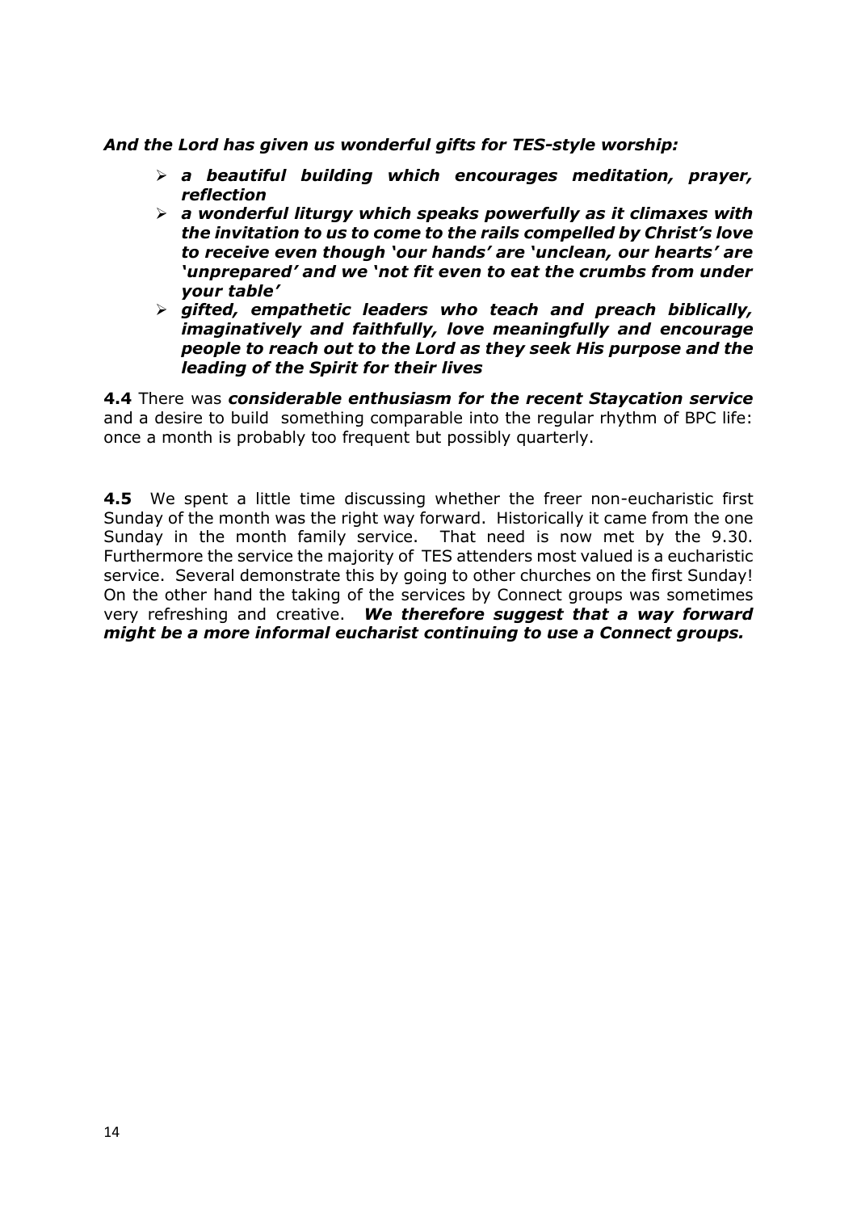***And the Lord has given us wonderful gifts for TES-style worship:***

- ***a beautiful building which encourages meditation, prayer, reflection***
- ***a wonderful liturgy which speaks powerfully as it climaxes with the invitation to us to come to the rails compelled by Christ's love to receive even though 'our hands' are 'unclean, our hearts' are 'unprepared' and we 'not fit even to eat the crumbs from under your table'***
- ***gifted, empathetic leaders who teach and preach biblically, imaginatively and faithfully, love meaningfully and encourage people to reach out to the Lord as they seek His purpose and the leading of the Spirit for their lives***

**4.4** There was ***considerable enthusiasm for the recent Staycation service*** and a desire to build something comparable into the regular rhythm of BPC life: once a month is probably too frequent but possibly quarterly.

**4.5** We spent a little time discussing whether the freer non-eucharistic first Sunday of the month was the right way forward. Historically it came from the one Sunday in the month family service. That need is now met by the 9.30. Furthermore the service the majority of TES attenders most valued is a eucharistic service. Several demonstrate this by going to other churches on the first Sunday! On the other hand the taking of the services by Connect groups was sometimes very refreshing and creative. ***We therefore suggest that a way forward might be a more informal eucharist continuing to use a Connect groups.***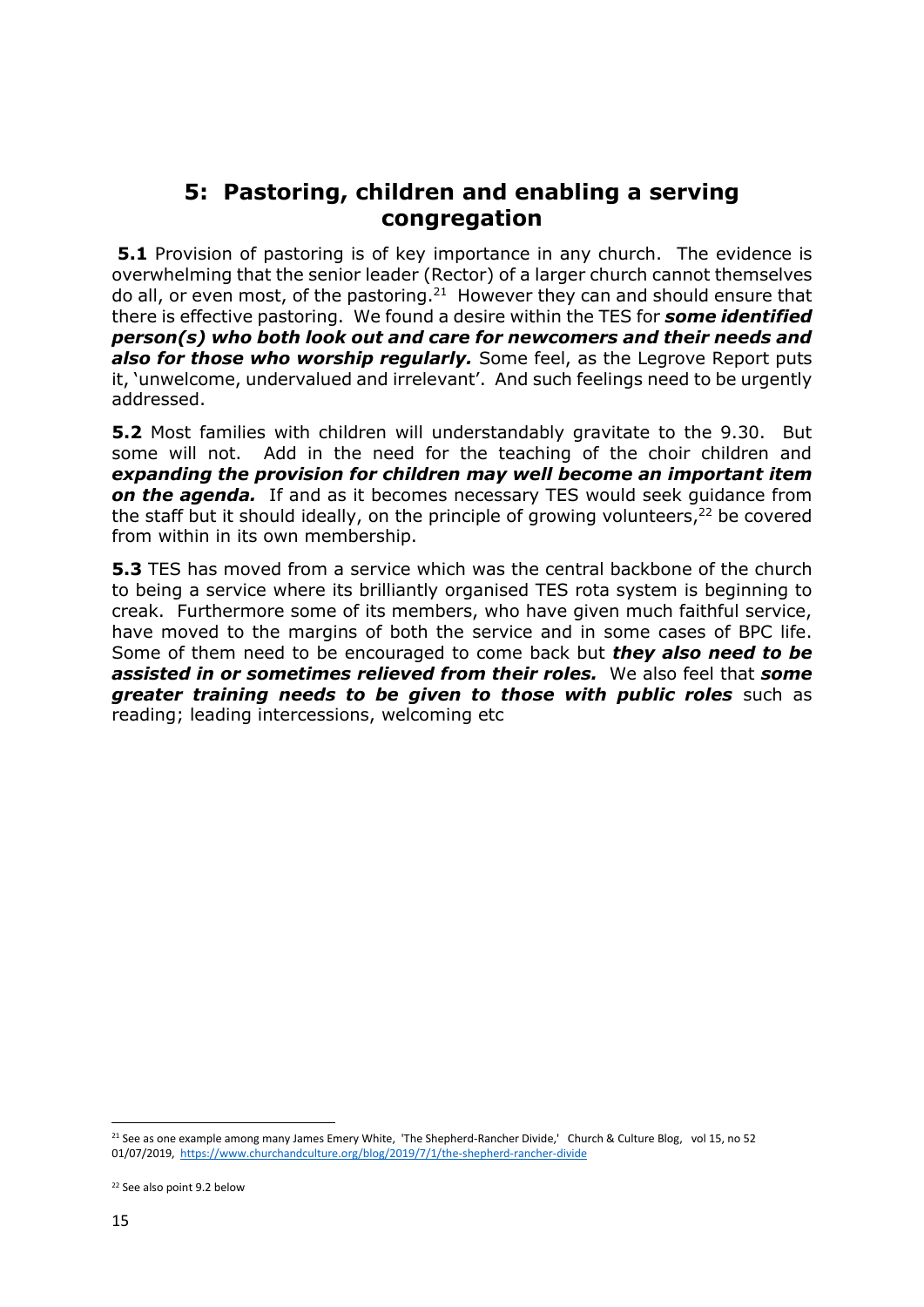## 5: Pastoring, children and enabling a serving congregation

**5.1** Provision of pastoring is of key importance in any church. The evidence is overwhelming that the senior leader (Rector) of a larger church cannot themselves do all, or even most, of the pastoring.[21] However they can and should ensure that there is effective pastoring. We found a desire within the TES for ***some identified person(s) who both look out and care for newcomers and their needs and also for those who worship regularly.*** Some feel, as the Legrove Report puts it, 'unwelcome, undervalued and irrelevant'. And such feelings need to be urgently addressed.

**5.2** Most families with children will understandably gravitate to the 9.30. But some will not. Add in the need for the teaching of the choir children and ***expanding the provision for children may well become an important item on the agenda.*** If and as it becomes necessary TES would seek guidance from the staff but it should ideally, on the principle of growing volunteers,[22] be covered from within in its own membership.

**5.3** TES has moved from a service which was the central backbone of the church to being a service where its brilliantly organised TES rota system is beginning to creak. Furthermore some of its members, who have given much faithful service, have moved to the margins of both the service and in some cases of BPC life. Some of them need to be encouraged to come back but ***they also need to be assisted in or sometimes relieved from their roles.*** We also feel that ***some greater training needs to be given to those with public roles*** such as reading; leading intercessions, welcoming etc

---

[21] See as one example among many James Emery White, 'The Shepherd-Rancher Divide,' Church & Culture Blog, vol 15, no 52 01/07/2019, https://www.churchandculture.org/blog/2019/7/1/the-shepherd-rancher-divide

[22] See also point 9.2 below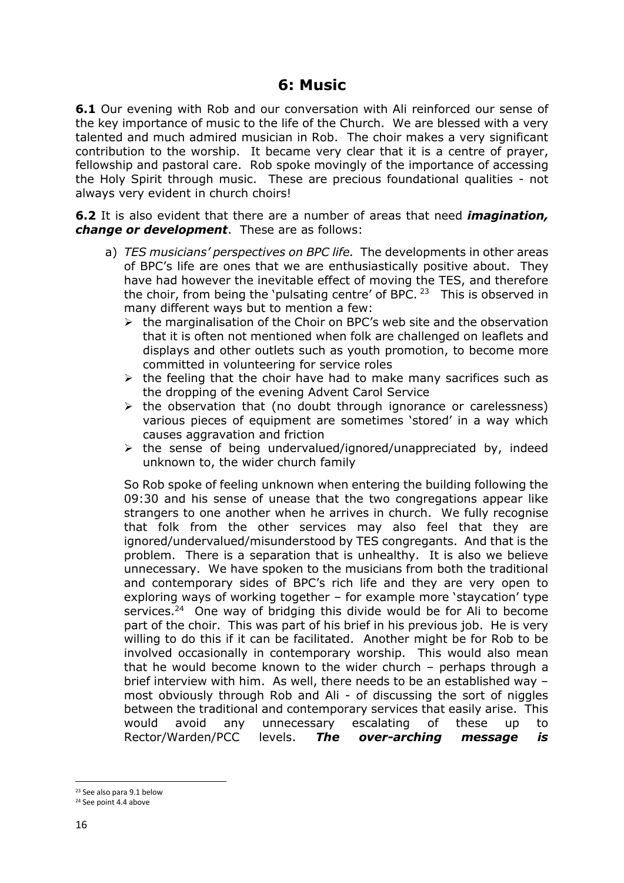## 6: Music

**6.1** Our evening with Rob and our conversation with Ali reinforced our sense of the key importance of music to the life of the Church. We are blessed with a very talented and much admired musician in Rob. The choir makes a very significant contribution to the worship. It became very clear that it is a centre of prayer, fellowship and pastoral care. Rob spoke movingly of the importance of accessing the Holy Spirit through music. These are precious foundational qualities - not always very evident in church choirs!

**6.2** It is also evident that there are a number of areas that need ***imagination, change or development***. These are as follows:

a) *TES musicians' perspectives on BPC life.* The developments in other areas of BPC's life are ones that we are enthusiastically positive about. They have had however the inevitable effect of moving the TES, and therefore the choir, from being the 'pulsating centre' of BPC. [23] This is observed in many different ways but to mention a few:

- the marginalisation of the Choir on BPC's web site and the observation that it is often not mentioned when folk are challenged on leaflets and displays and other outlets such as youth promotion, to become more committed in volunteering for service roles
- the feeling that the choir have had to make many sacrifices such as the dropping of the evening Advent Carol Service
- the observation that (no doubt through ignorance or carelessness) various pieces of equipment are sometimes 'stored' in a way which causes aggravation and friction
- the sense of being undervalued/ignored/unappreciated by, indeed unknown to, the wider church family

So Rob spoke of feeling unknown when entering the building following the 09:30 and his sense of unease that the two congregations appear like strangers to one another when he arrives in church. We fully recognise that folk from the other services may also feel that they are ignored/undervalued/misunderstood by TES congregants. And that is the problem. There is a separation that is unhealthy. It is also we believe unnecessary. We have spoken to the musicians from both the traditional and contemporary sides of BPC's rich life and they are very open to exploring ways of working together – for example more 'staycation' type services.[24] One way of bridging this divide would be for Ali to become part of the choir. This was part of his brief in his previous job. He is very willing to do this if it can be facilitated. Another might be for Rob to be involved occasionally in contemporary worship. This would also mean that he would become known to the wider church – perhaps through a brief interview with him. As well, there needs to be an established way – most obviously through Rob and Ali - of discussing the sort of niggles between the traditional and contemporary services that easily arise. This would avoid any unnecessary escalating of these up to Rector/Warden/PCC levels. ***The over-arching message is***

---

[23] See also para 9.1 below

[24] See point 4.4 above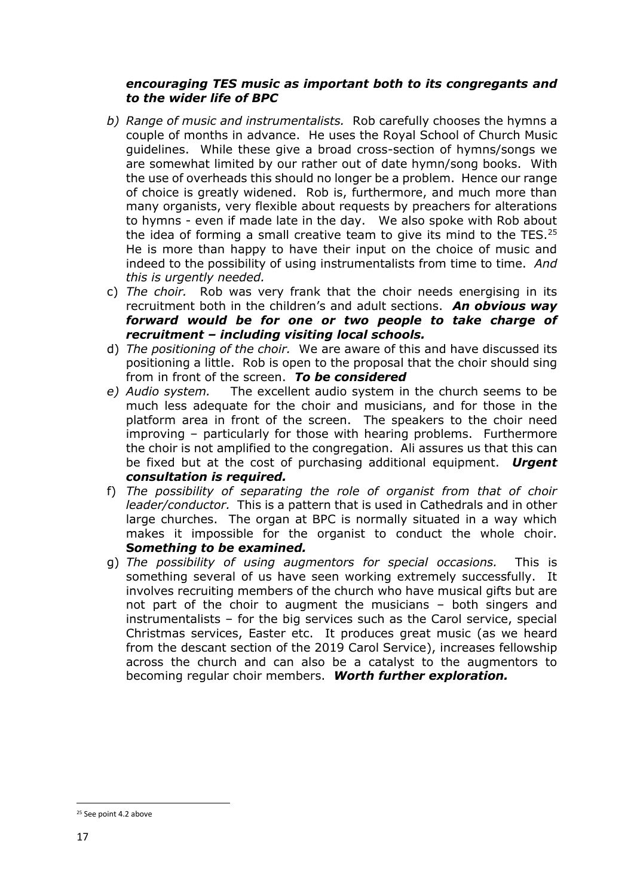***encouraging TES music as important both to its congregants and to the wider life of BPC***

b) *Range of music and instrumentalists.* Rob carefully chooses the hymns a couple of months in advance. He uses the Royal School of Church Music guidelines. While these give a broad cross-section of hymns/songs we are somewhat limited by our rather out of date hymn/song books. With the use of overheads this should no longer be a problem. Hence our range of choice is greatly widened. Rob is, furthermore, and much more than many organists, very flexible about requests by preachers for alterations to hymns - even if made late in the day. We also spoke with Rob about the idea of forming a small creative team to give its mind to the TES.[25] He is more than happy to have their input on the choice of music and indeed to the possibility of using instrumentalists from time to time. *And this is urgently needed.*

c) *The choir.* Rob was very frank that the choir needs energising in its recruitment both in the children's and adult sections. ***An obvious way forward would be for one or two people to take charge of recruitment – including visiting local schools.***

d) *The positioning of the choir.* We are aware of this and have discussed its positioning a little. Rob is open to the proposal that the choir should sing from in front of the screen. ***To be considered***

e) *Audio system.* The excellent audio system in the church seems to be much less adequate for the choir and musicians, and for those in the platform area in front of the screen. The speakers to the choir need improving – particularly for those with hearing problems. Furthermore the choir is not amplified to the congregation. Ali assures us that this can be fixed but at the cost of purchasing additional equipment. ***Urgent consultation is required.***

f) *The possibility of separating the role of organist from that of choir leader/conductor.* This is a pattern that is used in Cathedrals and in other large churches. The organ at BPC is normally situated in a way which makes it impossible for the organist to conduct the whole choir. ***Something to be examined.***

g) *The possibility of using augmentors for special occasions.* This is something several of us have seen working extremely successfully. It involves recruiting members of the church who have musical gifts but are not part of the choir to augment the musicians – both singers and instrumentalists – for the big services such as the Carol service, special Christmas services, Easter etc. It produces great music (as we heard from the descant section of the 2019 Carol Service), increases fellowship across the church and can also be a catalyst to the augmentors to becoming regular choir members. ***Worth further exploration.***

---

[25] See point 4.2 above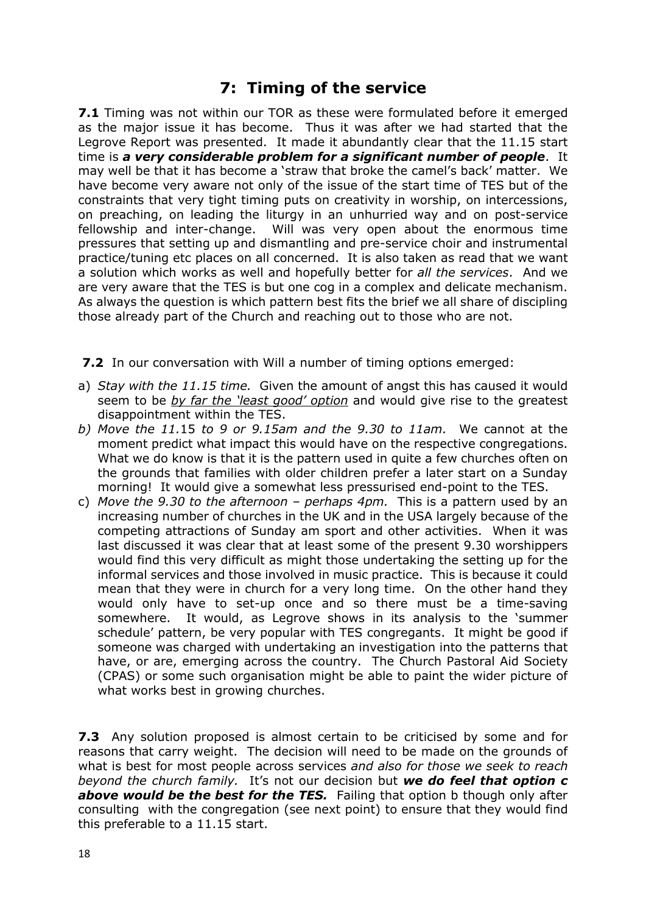## 7: Timing of the service

**7.1** Timing was not within our TOR as these were formulated before it emerged as the major issue it has become. Thus it was after we had started that the Legrove Report was presented. It made it abundantly clear that the 11.15 start time is ***a very considerable problem for a significant number of people***. It may well be that it has become a 'straw that broke the camel's back' matter. We have become very aware not only of the issue of the start time of TES but of the constraints that very tight timing puts on creativity in worship, on intercessions, on preaching, on leading the liturgy in an unhurried way and on post-service fellowship and inter-change. Will was very open about the enormous time pressures that setting up and dismantling and pre-service choir and instrumental practice/tuning etc places on all concerned. It is also taken as read that we want a solution which works as well and hopefully better for *all the services*. And we are very aware that the TES is but one cog in a complex and delicate mechanism. As always the question is which pattern best fits the brief we all share of discipling those already part of the Church and reaching out to those who are not.

**7.2** In our conversation with Will a number of timing options emerged:

a) *Stay with the 11.15 time.* Given the amount of angst this has caused it would seem to be <u>*by far the 'least good' option*</u> and would give rise to the greatest disappointment within the TES.
b) *Move the 11.15 to 9 or 9.15am and the 9.30 to 11am.* We cannot at the moment predict what impact this would have on the respective congregations. What we do know is that it is the pattern used in quite a few churches often on the grounds that families with older children prefer a later start on a Sunday morning! It would give a somewhat less pressurised end-point to the TES.
c) *Move the 9.30 to the afternoon – perhaps 4pm.* This is a pattern used by an increasing number of churches in the UK and in the USA largely because of the competing attractions of Sunday am sport and other activities. When it was last discussed it was clear that at least some of the present 9.30 worshippers would find this very difficult as might those undertaking the setting up for the informal services and those involved in music practice. This is because it could mean that they were in church for a very long time. On the other hand they would only have to set-up once and so there must be a time-saving somewhere. It would, as Legrove shows in its analysis to the 'summer schedule' pattern, be very popular with TES congregants. It might be good if someone was charged with undertaking an investigation into the patterns that have, or are, emerging across the country. The Church Pastoral Aid Society (CPAS) or some such organisation might be able to paint the wider picture of what works best in growing churches.

**7.3** Any solution proposed is almost certain to be criticised by some and for reasons that carry weight. The decision will need to be made on the grounds of what is best for most people across services *and also for those we seek to reach beyond the church family.* It's not our decision but ***we do feel that option c above would be the best for the TES.*** Failing that option b though only after consulting with the congregation (see next point) to ensure that they would find this preferable to a 11.15 start.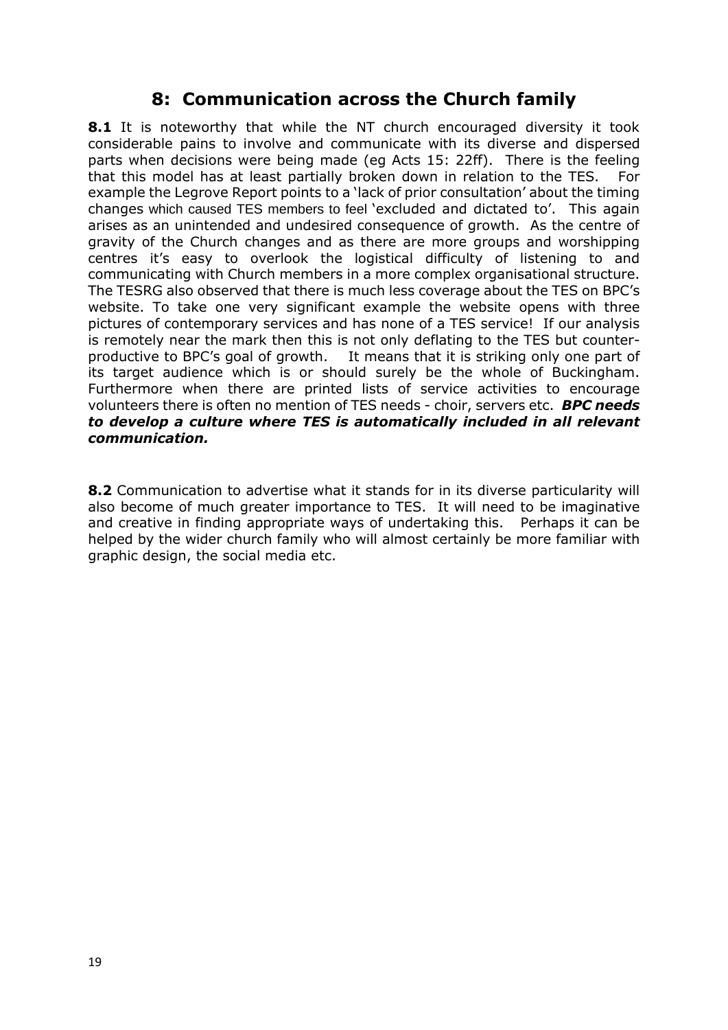## 8: Communication across the Church family

**8.1** It is noteworthy that while the NT church encouraged diversity it took considerable pains to involve and communicate with its diverse and dispersed parts when decisions were being made (eg Acts 15: 22ff). There is the feeling that this model has at least partially broken down in relation to the TES. For example the Legrove Report points to a 'lack of prior consultation' about the timing changes which caused TES members to feel 'excluded and dictated to'. This again arises as an unintended and undesired consequence of growth. As the centre of gravity of the Church changes and as there are more groups and worshipping centres it's easy to overlook the logistical difficulty of listening to and communicating with Church members in a more complex organisational structure. The TESRG also observed that there is much less coverage about the TES on BPC's website. To take one very significant example the website opens with three pictures of contemporary services and has none of a TES service! If our analysis is remotely near the mark then this is not only deflating to the TES but counter-productive to BPC's goal of growth. It means that it is striking only one part of its target audience which is or should surely be the whole of Buckingham. Furthermore when there are printed lists of service activities to encourage volunteers there is often no mention of TES needs - choir, servers etc. ***BPC needs to develop a culture where TES is automatically included in all relevant communication.***

**8.2** Communication to advertise what it stands for in its diverse particularity will also become of much greater importance to TES. It will need to be imaginative and creative in finding appropriate ways of undertaking this. Perhaps it can be helped by the wider church family who will almost certainly be more familiar with graphic design, the social media etc.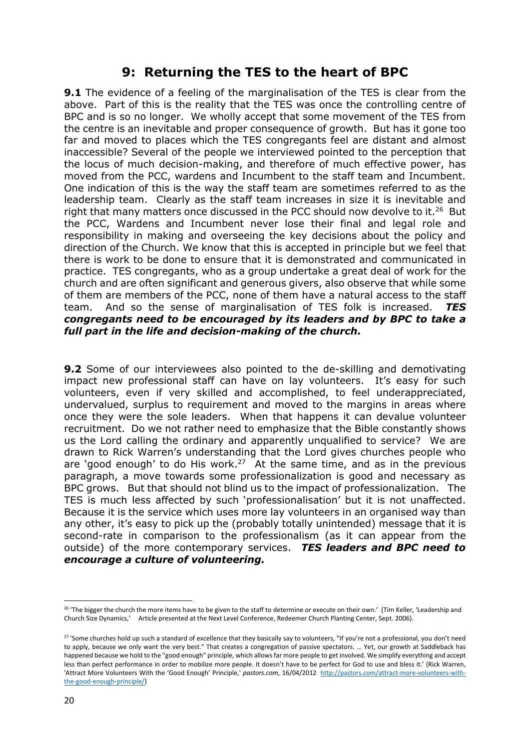## 9: Returning the TES to the heart of BPC

**9.1** The evidence of a feeling of the marginalisation of the TES is clear from the above. Part of this is the reality that the TES was once the controlling centre of BPC and is so no longer. We wholly accept that some movement of the TES from the centre is an inevitable and proper consequence of growth. But has it gone too far and moved to places which the TES congregants feel are distant and almost inaccessible? Several of the people we interviewed pointed to the perception that the locus of much decision-making, and therefore of much effective power, has moved from the PCC, wardens and Incumbent to the staff team and Incumbent. One indication of this is the way the staff team are sometimes referred to as the leadership team. Clearly as the staff team increases in size it is inevitable and right that many matters once discussed in the PCC should now devolve to it.[26] But the PCC, Wardens and Incumbent never lose their final and legal role and responsibility in making and overseeing the key decisions about the policy and direction of the Church. We know that this is accepted in principle but we feel that there is work to be done to ensure that it is demonstrated and communicated in practice. TES congregants, who as a group undertake a great deal of work for the church and are often significant and generous givers, also observe that while some of them are members of the PCC, none of them have a natural access to the staff team. And so the sense of marginalisation of TES folk is increased. ***TES congregants need to be encouraged by its leaders and by BPC to take a full part in the life and decision-making of the church.***

**9.2** Some of our interviewees also pointed to the de-skilling and demotivating impact new professional staff can have on lay volunteers. It's easy for such volunteers, even if very skilled and accomplished, to feel underappreciated, undervalued, surplus to requirement and moved to the margins in areas where once they were the sole leaders. When that happens it can devalue volunteer recruitment. Do we not rather need to emphasize that the Bible constantly shows us the Lord calling the ordinary and apparently unqualified to service? We are drawn to Rick Warren's understanding that the Lord gives churches people who are 'good enough' to do His work.[27] At the same time, and as in the previous paragraph, a move towards some professionalization is good and necessary as BPC grows. But that should not blind us to the impact of professionalization. The TES is much less affected by such 'professionalisation' but it is not unaffected. Because it is the service which uses more lay volunteers in an organised way than any other, it's easy to pick up the (probably totally unintended) message that it is second-rate in comparison to the professionalism (as it can appear from the outside) of the more contemporary services. ***TES leaders and BPC need to encourage a culture of volunteering.***

---

[26] 'The bigger the church the more items have to be given to the staff to determine or execute on their own.' (Tim Keller, 'Leadership and Church Size Dynamics,' Article presented at the Next Level Conference, Redeemer Church Planting Center, Sept. 2006).

[27] 'Some churches hold up such a standard of excellence that they basically say to volunteers, "If you're not a professional, you don't need to apply, because we only want the very best." That creates a congregation of passive spectators. … Yet, our growth at Saddleback has happened because we hold to the "good enough" principle, which allows far more people to get involved. We simplify everything and accept less than perfect performance in order to mobilize more people. It doesn't have to be perfect for God to use and bless it.' (Rick Warren, 'Attract More Volunteers With the 'Good Enough' Principle,' *pastors.com,* 16/04/2012 http://pastors.com/attract-more-volunteers-with-the-good-enough-principle/)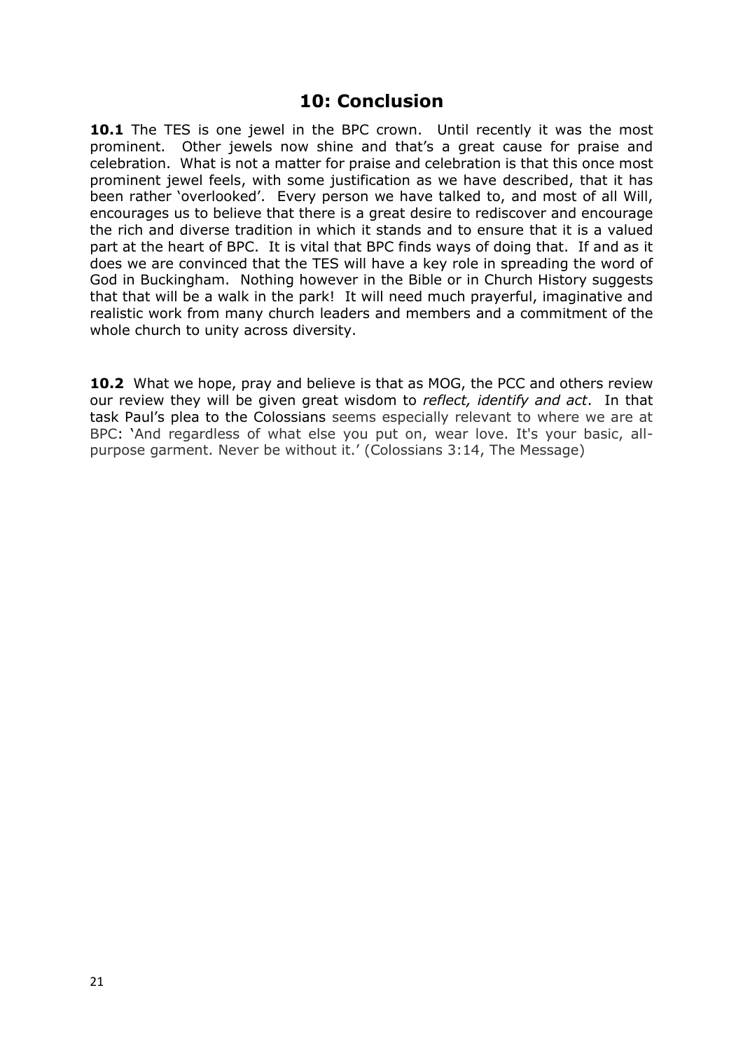## 10: Conclusion

**10.1** The TES is one jewel in the BPC crown. Until recently it was the most prominent. Other jewels now shine and that's a great cause for praise and celebration. What is not a matter for praise and celebration is that this once most prominent jewel feels, with some justification as we have described, that it has been rather 'overlooked'. Every person we have talked to, and most of all Will, encourages us to believe that there is a great desire to rediscover and encourage the rich and diverse tradition in which it stands and to ensure that it is a valued part at the heart of BPC. It is vital that BPC finds ways of doing that. If and as it does we are convinced that the TES will have a key role in spreading the word of God in Buckingham. Nothing however in the Bible or in Church History suggests that that will be a walk in the park! It will need much prayerful, imaginative and realistic work from many church leaders and members and a commitment of the whole church to unity across diversity.

**10.2** What we hope, pray and believe is that as MOG, the PCC and others review our review they will be given great wisdom to *reflect, identify and act*. In that task Paul's plea to the Colossians seems especially relevant to where we are at BPC: 'And regardless of what else you put on, wear love. It's your basic, all-purpose garment. Never be without it.' (Colossians 3:14, The Message)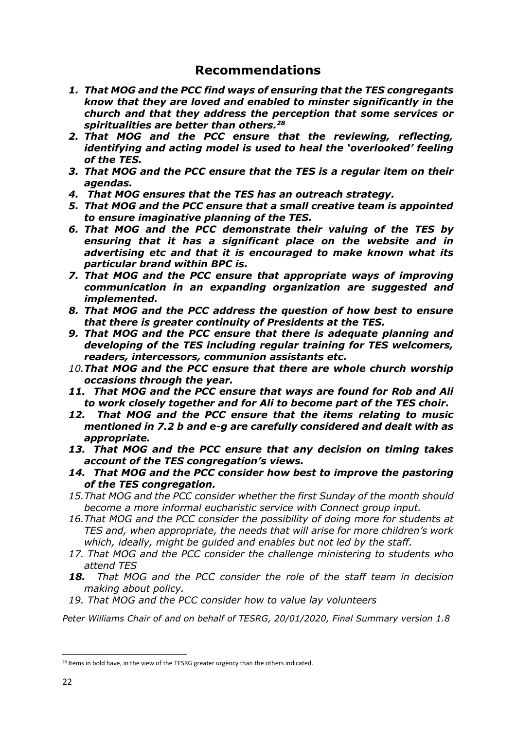## Recommendations

1. ***That MOG and the PCC find ways of ensuring that the TES congregants know that they are loved and enabled to minster significantly in the church and that they address the perception that some services or spiritualities are better than others.[28]***
2. ***That MOG and the PCC ensure that the reviewing, reflecting, identifying and acting model is used to heal the 'overlooked' feeling of the TES.***
3. ***That MOG and the PCC ensure that the TES is a regular item on their agendas.***
4. ***That MOG ensures that the TES has an outreach strategy.***
5. ***That MOG and the PCC ensure that a small creative team is appointed to ensure imaginative planning of the TES.***
6. ***That MOG and the PCC demonstrate their valuing of the TES by ensuring that it has a significant place on the website and in advertising etc and that it is encouraged to make known what its particular brand within BPC is.***
7. ***That MOG and the PCC ensure that appropriate ways of improving communication in an expanding organization are suggested and implemented.***
8. ***That MOG and the PCC address the question of how best to ensure that there is greater continuity of Presidents at the TES.***
9. ***That MOG and the PCC ensure that there is adequate planning and developing of the TES including regular training for TES welcomers, readers, intercessors, communion assistants etc.***
10. ***That MOG and the PCC ensure that there are whole church worship occasions through the year.***
11. ***That MOG and the PCC ensure that ways are found for Rob and Ali to work closely together and for Ali to become part of the TES choir.***
12. ***That MOG and the PCC ensure that the items relating to music mentioned in 7.2 b and e-g are carefully considered and dealt with as appropriate.***
13. ***That MOG and the PCC ensure that any decision on timing takes account of the TES congregation's views.***
14. ***That MOG and the PCC consider how best to improve the pastoring of the TES congregation.***
15. *That MOG and the PCC consider whether the first Sunday of the month should become a more informal eucharistic service with Connect group input.*
16. *That MOG and the PCC consider the possibility of doing more for students at TES and, when appropriate, the needs that will arise for more children's work which, ideally, might be guided and enables but not led by the staff.*
17. *That MOG and the PCC consider the challenge ministering to students who attend TES*
18. *That MOG and the PCC consider the role of the staff team in decision making about policy.*
19. *That MOG and the PCC consider how to value lay volunteers*

*Peter Williams Chair of and on behalf of TESRG, 20/01/2020, Final Summary version 1.8*

---

[28] Items in bold have, in the view of the TESRG greater urgency than the others indicated.